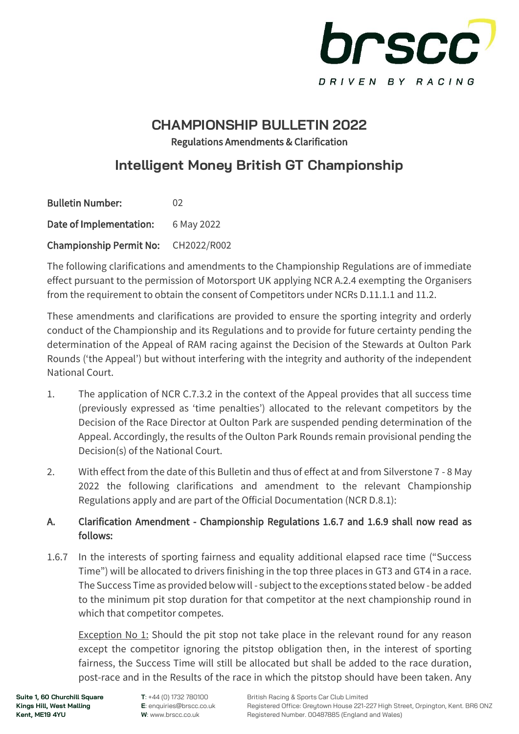brscc

DRIVEN BY RACING

# CHAMPIONSHIP BULLETIN 2022

**Regulations Amendments & Clarification**

## Intelligent Money British GT Championship

**Bulletin Number:** 02

**Date of Implementation:** 6 May 2022

**Championship Permit No:** CH2022/R002

The following clarifications and amendments to the Championship Regulations are of immediate effect pursuant to the permission of Motorsport UK applying NCR A.2.4 exempting the Organisers from the requirement to obtain the consent of Competitors under NCRs D.11.1.1 and 11.2.

These amendments and clarifications are provided to ensure the sporting integrity and orderly conduct of the Championship and its Regulations and to provide for future certainty pending the determination of the Appeal of RAM racing against the Decision of the Stewards at Oulton Park Rounds ('the Appeal') but without interfering with the integrity and authority of the independent National Court.

1. The application of NCR C.7.3.2 in the context of the Appeal provides that all success time (previously expressed as 'time penalties') allocated to the relevant competitors by the Decision of the Race Director at Oulton Park are suspended pending determination of the Appeal. Accordingly, the results of the Oulton Park Rounds remain provisional pending the Decision(s) of the National Court.

2. With effect from the date of this Bulletin and thus of effect at and from Silverstone 7 - 8 May 2022 the following clarifications and amendment to the relevant Championship Regulations apply and are part of the Official Documentation (NCR D.8.1):

**A. Clarification Amendment - Championship Regulations 1.6.7 and 1.6.9 shall now read as follows:**

1.6.7 In the interests of sporting fairness and equality additional elapsed race time ("Success Time") will be allocated to drivers finishing in the top three places in GT3 and GT4 in a race. The Success Time as provided below will - subject to the exceptions stated below - be added to the minimum pit stop duration for that competitor at the next championship round in which that competitor competes.

<u>Exception No 1:</u> Should the pit stop not take place in the relevant round for any reason except the competitor ignoring the pitstop obligation then, in the interest of sporting fairness, the Success Time will still be allocated but shall be added to the race duration, post-race and in the Results of the race in which the pitstop should have been taken. Any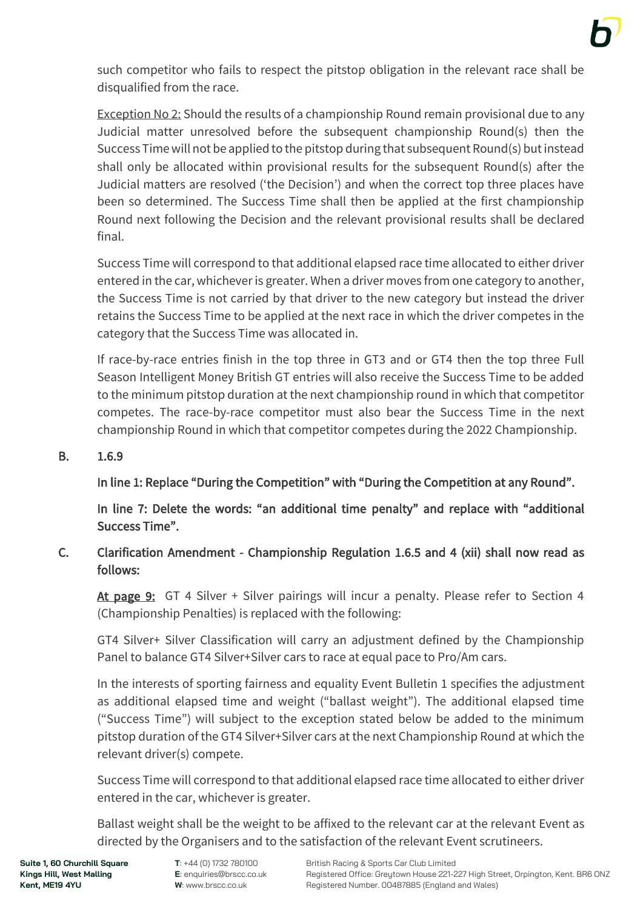such competitor who fails to respect the pitstop obligation in the relevant race shall be disqualified from the race.

Exception No 2: Should the results of a championship Round remain provisional due to any Judicial matter unresolved before the subsequent championship Round(s) then the Success Time will not be applied to the pitstop during that subsequent Round(s) but instead shall only be allocated within provisional results for the subsequent Round(s) after the Judicial matters are resolved ('the Decision') and when the correct top three places have been so determined. The Success Time shall then be applied at the first championship Round next following the Decision and the relevant provisional results shall be declared final.

Success Time will correspond to that additional elapsed race time allocated to either driver entered in the car, whichever is greater. When a driver moves from one category to another, the Success Time is not carried by that driver to the new category but instead the driver retains the Success Time to be applied at the next race in which the driver competes in the category that the Success Time was allocated in.

If race-by-race entries finish in the top three in GT3 and or GT4 then the top three Full Season Intelligent Money British GT entries will also receive the Success Time to be added to the minimum pitstop duration at the next championship round in which that competitor competes. The race-by-race competitor must also bear the Success Time in the next championship Round in which that competitor competes during the 2022 Championship.

**B. 1.6.9**

**In line 1: Replace "During the Competition" with "During the Competition at any Round".**

**In line 7: Delete the words: "an additional time penalty" and replace with "additional Success Time".**

**C. Clarification Amendment - Championship Regulation 1.6.5 and 4 (xii) shall now read as follows:**

**At page 9:** GT 4 Silver + Silver pairings will incur a penalty. Please refer to Section 4 (Championship Penalties) is replaced with the following:

GT4 Silver+ Silver Classification will carry an adjustment defined by the Championship Panel to balance GT4 Silver+Silver cars to race at equal pace to Pro/Am cars.

In the interests of sporting fairness and equality Event Bulletin 1 specifies the adjustment as additional elapsed time and weight ("ballast weight"). The additional elapsed time ("Success Time") will subject to the exception stated below be added to the minimum pitstop duration of the GT4 Silver+Silver cars at the next Championship Round at which the relevant driver(s) compete.

Success Time will correspond to that additional elapsed race time allocated to either driver entered in the car, whichever is greater.

Ballast weight shall be the weight to be affixed to the relevant car at the relevant Event as directed by the Organisers and to the satisfaction of the relevant Event scrutineers.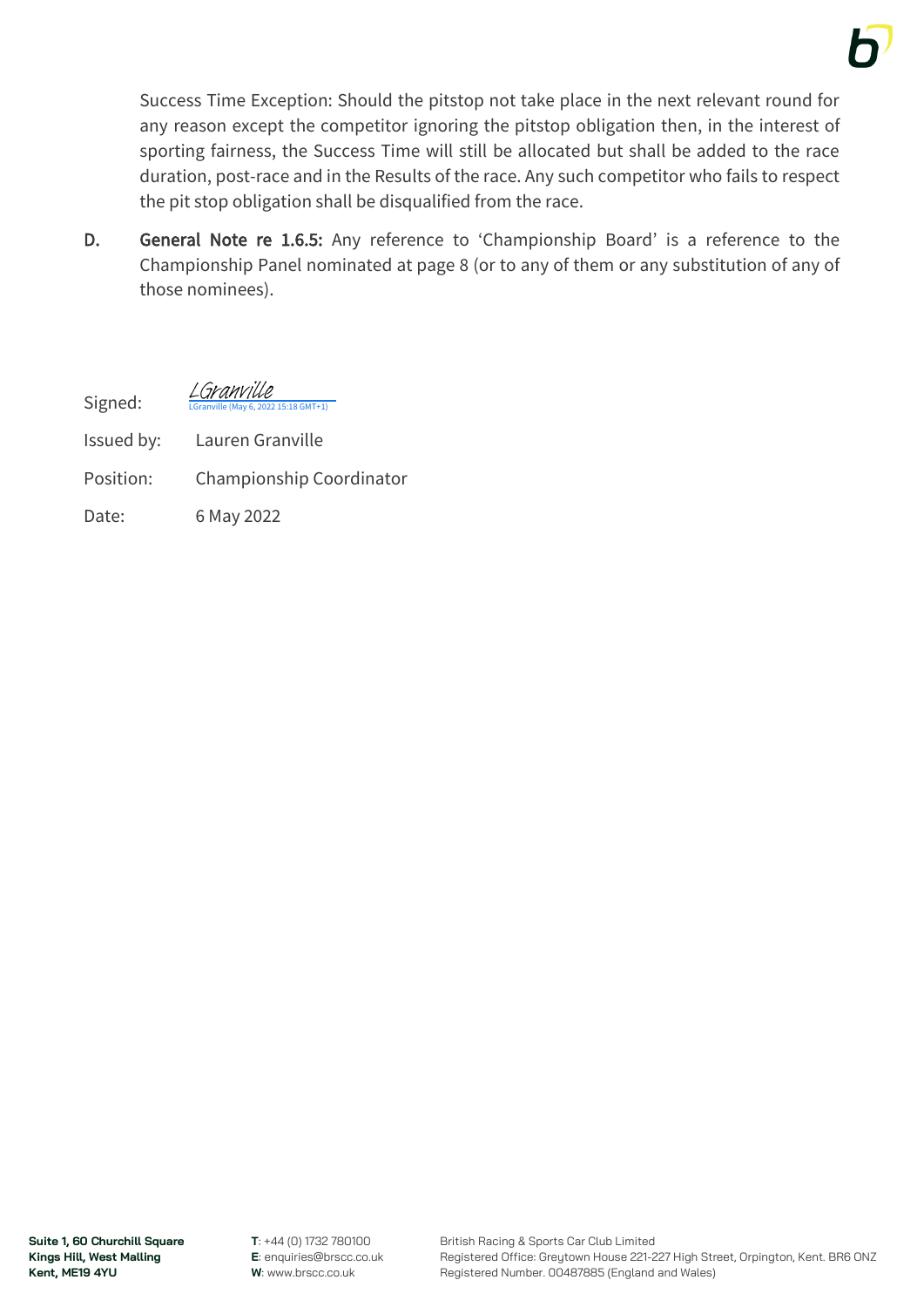Success Time Exception: Should the pitstop not take place in the next relevant round for any reason except the competitor ignoring the pitstop obligation then, in the interest of sporting fairness, the Success Time will still be allocated but shall be added to the race duration, post-race and in the Results of the race. Any such competitor who fails to respect the pit stop obligation shall be disqualified from the race.

**D. General Note re 1.6.5:** Any reference to 'Championship Board' is a reference to the Championship Panel nominated at page 8 (or to any of them or any substitution of any of those nominees).

Signed: LGranville
LGranville (May 6, 2022 15:18 GMT+1)

Issued by: Lauren Granville

Position: Championship Coordinator

Date: 6 May 2022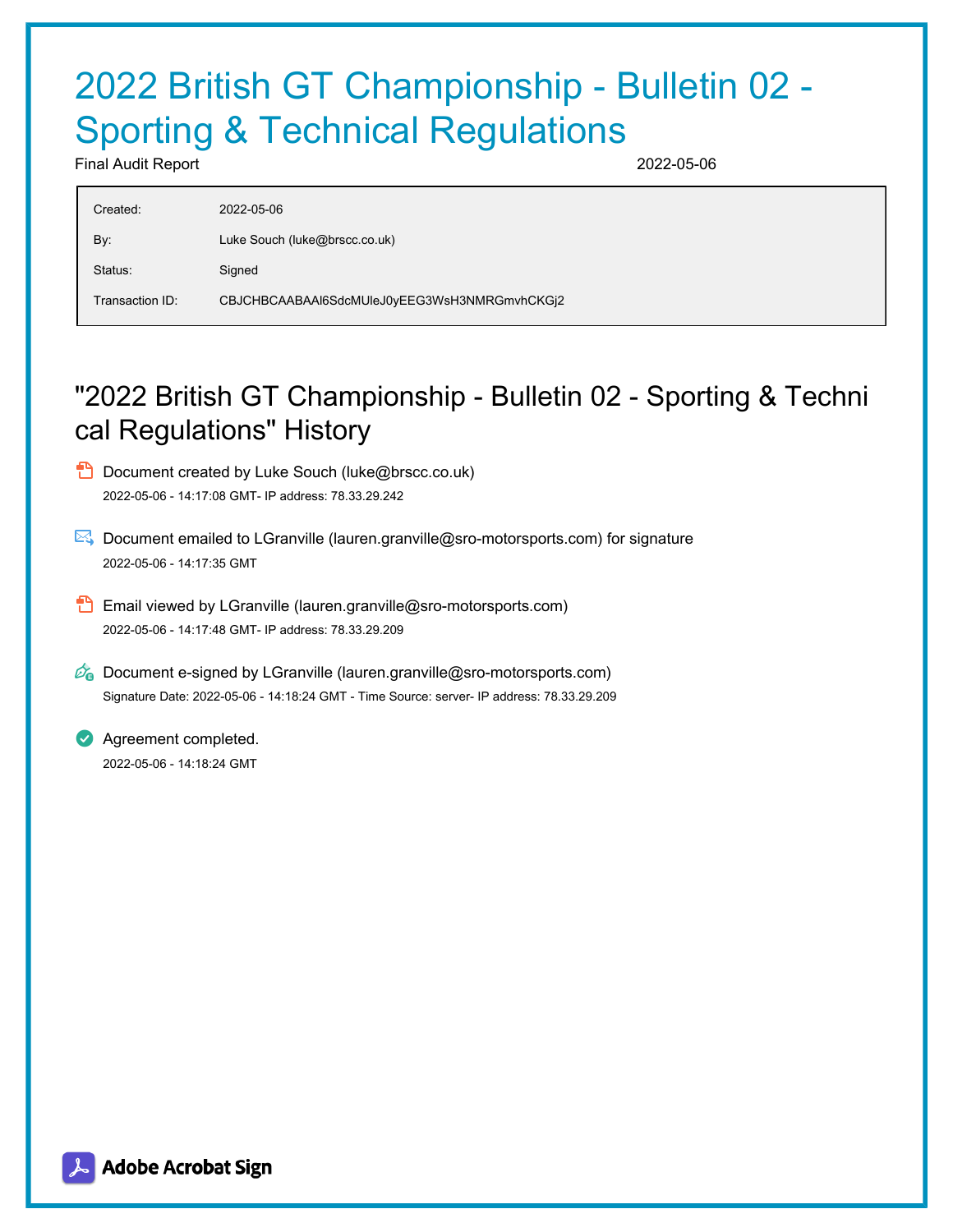# 2022 British GT Championship - Bulletin 02 - Sporting & Technical Regulations

Final Audit Report 2022-05-06

| | |
|---|---|
| Created: | 2022-05-06 |
| By: | Luke Souch (luke@brscc.co.uk) |
| Status: | Signed |
| Transaction ID: | CBJCHBCAABAAl6SdcMUleJ0yEEG3WsH3NMRGmvhCKGj2 |

## "2022 British GT Championship - Bulletin 02 - Sporting & Technical Regulations" History

- Document created by Luke Souch (luke@brscc.co.uk)
  2022-05-06 - 14:17:08 GMT- IP address: 78.33.29.242

- Document emailed to LGranville (lauren.granville@sro-motorsports.com) for signature
  2022-05-06 - 14:17:35 GMT

- Email viewed by LGranville (lauren.granville@sro-motorsports.com)
  2022-05-06 - 14:17:48 GMT- IP address: 78.33.29.209

- Document e-signed by LGranville (lauren.granville@sro-motorsports.com)
  Signature Date: 2022-05-06 - 14:18:24 GMT - Time Source: server- IP address: 78.33.29.209

- Agreement completed.
  2022-05-06 - 14:18:24 GMT

Adobe Acrobat Sign